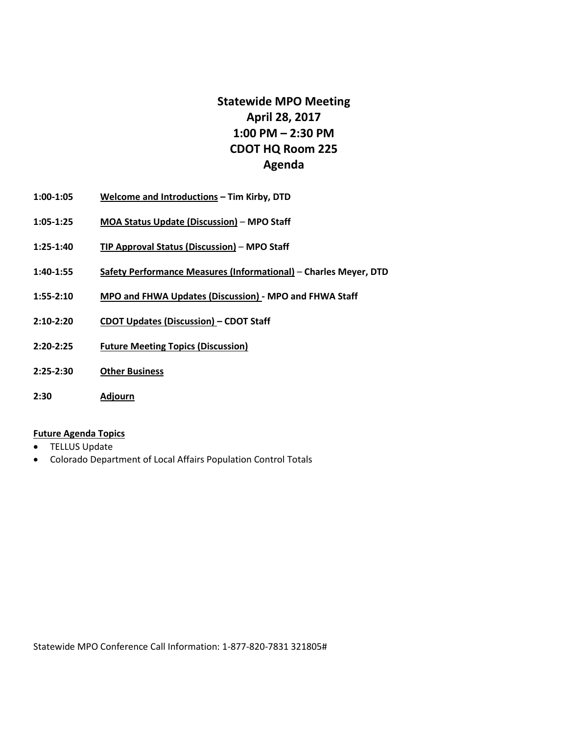# Statewide MPO Meeting
# April 28, 2017
# 1:00 PM – 2:30 PM
# CDOT HQ Room 225
# Agenda

**1:00-1:05** **Welcome and Introductions – Tim Kirby, DTD**

**1:05-1:25** **MOA Status Update (Discussion) – MPO Staff**

**1:25-1:40** **TIP Approval Status (Discussion) – MPO Staff**

**1:40-1:55** **Safety Performance Measures (Informational) – Charles Meyer, DTD**

**1:55-2:10** **MPO and FHWA Updates (Discussion) - MPO and FHWA Staff**

**2:10-2:20** **CDOT Updates (Discussion) – CDOT Staff**

**2:20-2:25** **Future Meeting Topics (Discussion)**

**2:25-2:30** **Other Business**

**2:30** **Adjourn**

**Future Agenda Topics**

- TELLUS Update
- Colorado Department of Local Affairs Population Control Totals

Statewide MPO Conference Call Information: 1-877-820-7831 321805#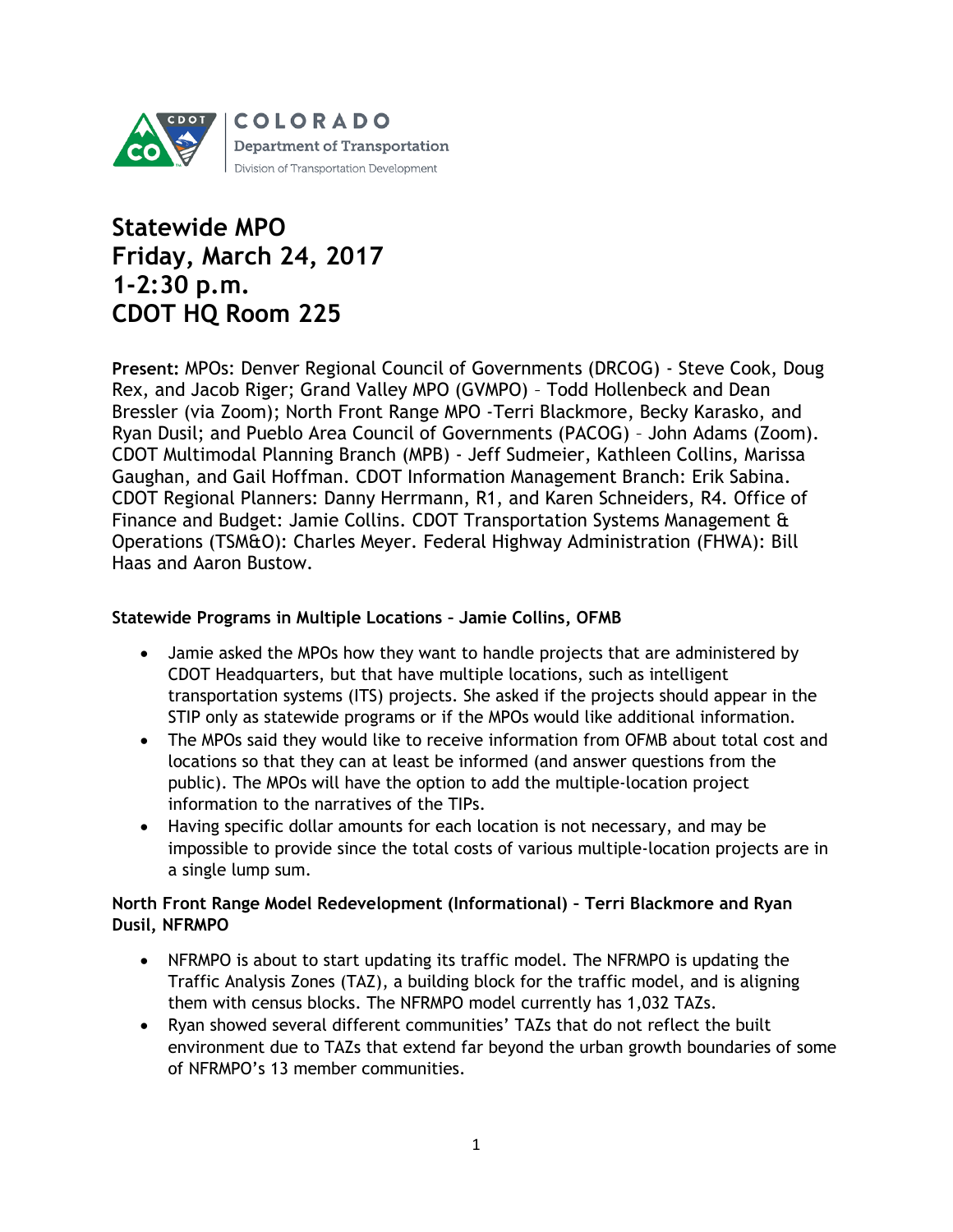COLORADO
Department of Transportation
Division of Transportation Development

# Statewide MPO
# Friday, March 24, 2017
# 1-2:30 p.m.
# CDOT HQ Room 225

**Present:** MPOs: Denver Regional Council of Governments (DRCOG) - Steve Cook, Doug Rex, and Jacob Riger; Grand Valley MPO (GVMPO) – Todd Hollenbeck and Dean Bressler (via Zoom); North Front Range MPO -Terri Blackmore, Becky Karasko, and Ryan Dusil; and Pueblo Area Council of Governments (PACOG) – John Adams (Zoom). CDOT Multimodal Planning Branch (MPB) - Jeff Sudmeier, Kathleen Collins, Marissa Gaughan, and Gail Hoffman. CDOT Information Management Branch: Erik Sabina. CDOT Regional Planners: Danny Herrmann, R1, and Karen Schneiders, R4. Office of Finance and Budget: Jamie Collins. CDOT Transportation Systems Management & Operations (TSM&O): Charles Meyer. Federal Highway Administration (FHWA): Bill Haas and Aaron Bustow.

**Statewide Programs in Multiple Locations – Jamie Collins, OFMB**

- Jamie asked the MPOs how they want to handle projects that are administered by CDOT Headquarters, but that have multiple locations, such as intelligent transportation systems (ITS) projects. She asked if the projects should appear in the STIP only as statewide programs or if the MPOs would like additional information.
- The MPOs said they would like to receive information from OFMB about total cost and locations so that they can at least be informed (and answer questions from the public). The MPOs will have the option to add the multiple-location project information to the narratives of the TIPs.
- Having specific dollar amounts for each location is not necessary, and may be impossible to provide since the total costs of various multiple-location projects are in a single lump sum.

**North Front Range Model Redevelopment (Informational) – Terri Blackmore and Ryan Dusil, NFRMPO**

- NFRMPO is about to start updating its traffic model. The NFRMPO is updating the Traffic Analysis Zones (TAZ), a building block for the traffic model, and is aligning them with census blocks. The NFRMPO model currently has 1,032 TAZs.
- Ryan showed several different communities' TAZs that do not reflect the built environment due to TAZs that extend far beyond the urban growth boundaries of some of NFRMPO's 13 member communities.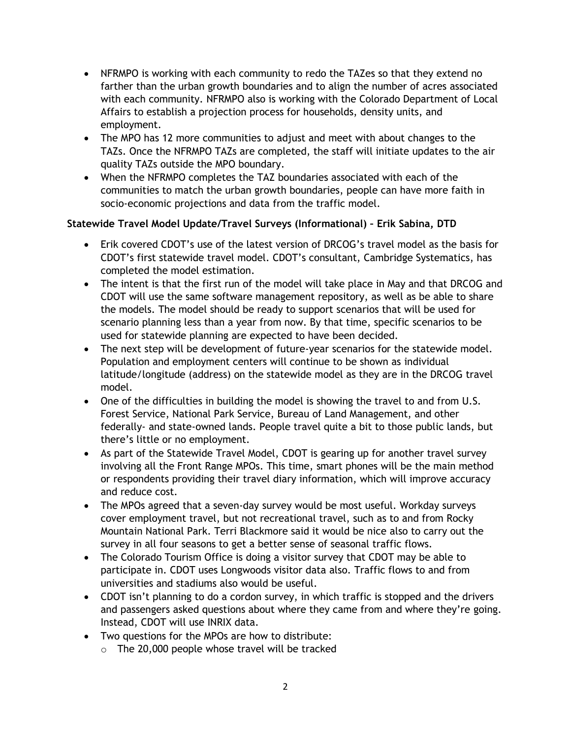- NFRMPO is working with each community to redo the TAZes so that they extend no farther than the urban growth boundaries and to align the number of acres associated with each community. NFRMPO also is working with the Colorado Department of Local Affairs to establish a projection process for households, density units, and employment.
- The MPO has 12 more communities to adjust and meet with about changes to the TAZs. Once the NFRMPO TAZs are completed, the staff will initiate updates to the air quality TAZs outside the MPO boundary.
- When the NFRMPO completes the TAZ boundaries associated with each of the communities to match the urban growth boundaries, people can have more faith in socio-economic projections and data from the traffic model.

**Statewide Travel Model Update/Travel Surveys (Informational) – Erik Sabina, DTD**

- Erik covered CDOT's use of the latest version of DRCOG's travel model as the basis for CDOT's first statewide travel model. CDOT's consultant, Cambridge Systematics, has completed the model estimation.
- The intent is that the first run of the model will take place in May and that DRCOG and CDOT will use the same software management repository, as well as be able to share the models. The model should be ready to support scenarios that will be used for scenario planning less than a year from now. By that time, specific scenarios to be used for statewide planning are expected to have been decided.
- The next step will be development of future-year scenarios for the statewide model. Population and employment centers will continue to be shown as individual latitude/longitude (address) on the statewide model as they are in the DRCOG travel model.
- One of the difficulties in building the model is showing the travel to and from U.S. Forest Service, National Park Service, Bureau of Land Management, and other federally- and state-owned lands. People travel quite a bit to those public lands, but there's little or no employment.
- As part of the Statewide Travel Model, CDOT is gearing up for another travel survey involving all the Front Range MPOs. This time, smart phones will be the main method or respondents providing their travel diary information, which will improve accuracy and reduce cost.
- The MPOs agreed that a seven-day survey would be most useful. Workday surveys cover employment travel, but not recreational travel, such as to and from Rocky Mountain National Park. Terri Blackmore said it would be nice also to carry out the survey in all four seasons to get a better sense of seasonal traffic flows.
- The Colorado Tourism Office is doing a visitor survey that CDOT may be able to participate in. CDOT uses Longwoods visitor data also. Traffic flows to and from universities and stadiums also would be useful.
- CDOT isn't planning to do a cordon survey, in which traffic is stopped and the drivers and passengers asked questions about where they came from and where they're going. Instead, CDOT will use INRIX data.
- Two questions for the MPOs are how to distribute:
  - The 20,000 people whose travel will be tracked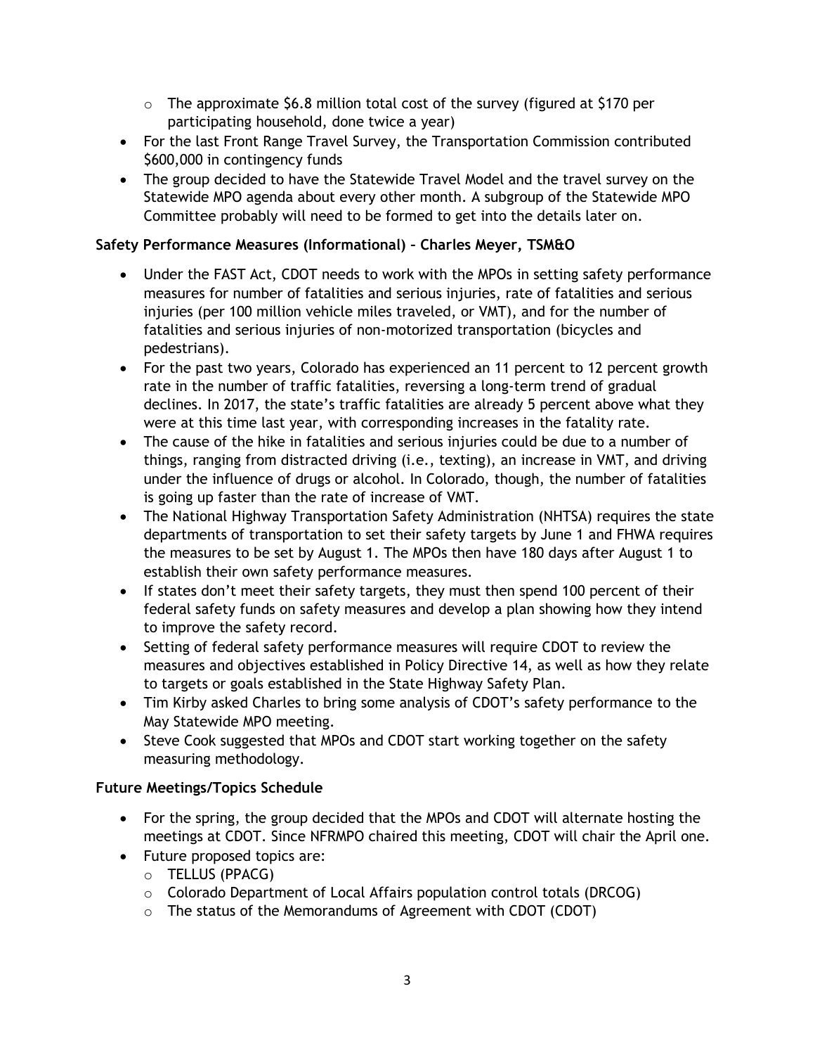- The approximate $6.8 million total cost of the survey (figured at $170 per participating household, done twice a year)
- For the last Front Range Travel Survey, the Transportation Commission contributed $600,000 in contingency funds
- The group decided to have the Statewide Travel Model and the travel survey on the Statewide MPO agenda about every other month. A subgroup of the Statewide MPO Committee probably will need to be formed to get into the details later on.

**Safety Performance Measures (Informational) – Charles Meyer, TSM&O**

- Under the FAST Act, CDOT needs to work with the MPOs in setting safety performance measures for number of fatalities and serious injuries, rate of fatalities and serious injuries (per 100 million vehicle miles traveled, or VMT), and for the number of fatalities and serious injuries of non-motorized transportation (bicycles and pedestrians).
- For the past two years, Colorado has experienced an 11 percent to 12 percent growth rate in the number of traffic fatalities, reversing a long-term trend of gradual declines. In 2017, the state's traffic fatalities are already 5 percent above what they were at this time last year, with corresponding increases in the fatality rate.
- The cause of the hike in fatalities and serious injuries could be due to a number of things, ranging from distracted driving (i.e., texting), an increase in VMT, and driving under the influence of drugs or alcohol. In Colorado, though, the number of fatalities is going up faster than the rate of increase of VMT.
- The National Highway Transportation Safety Administration (NHTSA) requires the state departments of transportation to set their safety targets by June 1 and FHWA requires the measures to be set by August 1. The MPOs then have 180 days after August 1 to establish their own safety performance measures.
- If states don't meet their safety targets, they must then spend 100 percent of their federal safety funds on safety measures and develop a plan showing how they intend to improve the safety record.
- Setting of federal safety performance measures will require CDOT to review the measures and objectives established in Policy Directive 14, as well as how they relate to targets or goals established in the State Highway Safety Plan.
- Tim Kirby asked Charles to bring some analysis of CDOT's safety performance to the May Statewide MPO meeting.
- Steve Cook suggested that MPOs and CDOT start working together on the safety measuring methodology.

**Future Meetings/Topics Schedule**

- For the spring, the group decided that the MPOs and CDOT will alternate hosting the meetings at CDOT. Since NFRMPO chaired this meeting, CDOT will chair the April one.
- Future proposed topics are:
  - TELLUS (PPACG)
  - Colorado Department of Local Affairs population control totals (DRCOG)
  - The status of the Memorandums of Agreement with CDOT (CDOT)